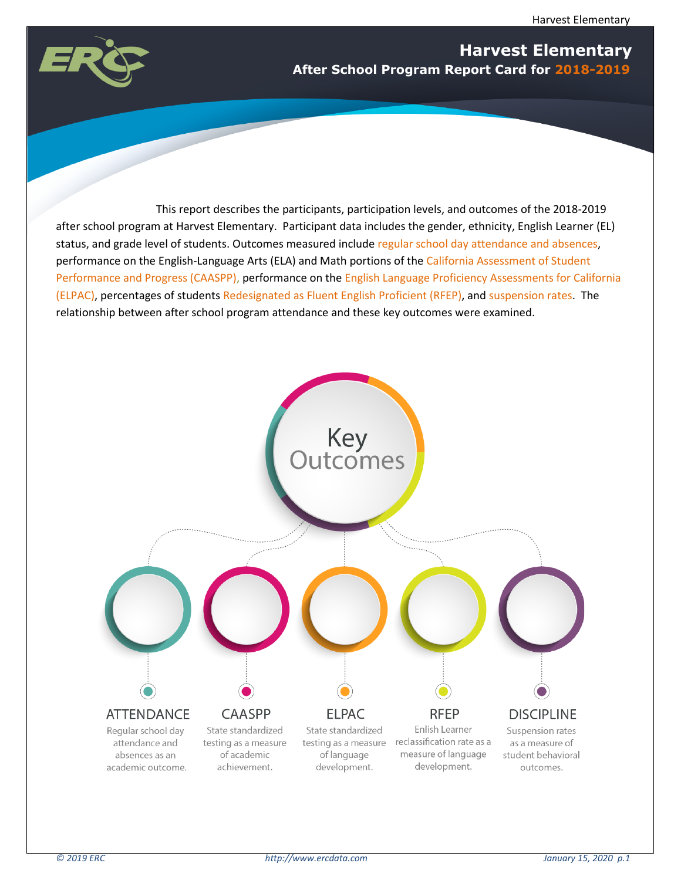# Harvest Elementary

## After School Program Report Card for 2018-2019

This report describes the participants, participation levels, and outcomes of the 2018-2019 after school program at Harvest Elementary. Participant data includes the gender, ethnicity, English Learner (EL) status, and grade level of students. Outcomes measured include regular school day attendance and absences, performance on the English-Language Arts (ELA) and Math portions of the California Assessment of Student Performance and Progress (CAASPP), performance on the English Language Proficiency Assessments for California (ELPAC), percentages of students Redesignated as Fluent English Proficient (RFEP), and suspension rates. The relationship between after school program attendance and these key outcomes were examined.

## Key Outcomes

**ATTENDANCE**
Regular school day attendance and absences as an academic outcome.

**CAASPP**
State standardized testing as a measure of academic achievement.

**ELPAC**
State standardized testing as a measure of language development.

**RFEP**
Enlish Learner reclassification rate as a measure of language development.

**DISCIPLINE**
Suspension rates as a measure of student behavioral outcomes.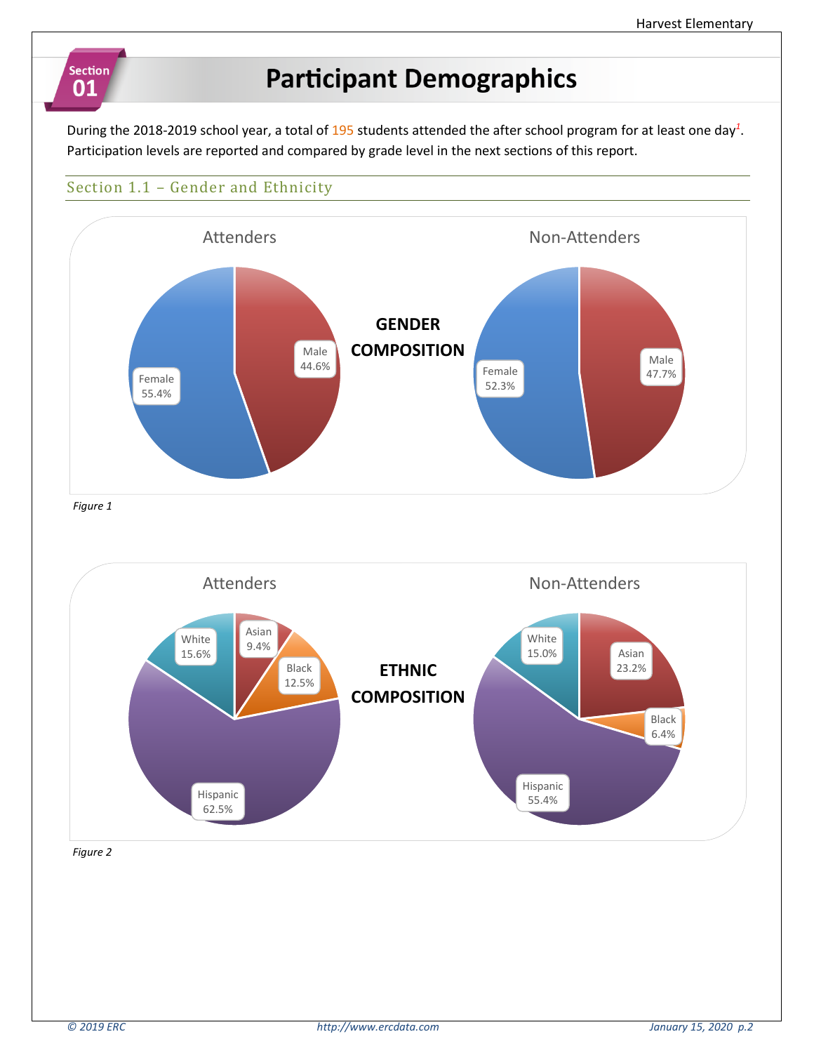## Section 01

# Participant Demographics

During the 2018-2019 school year, a total of 195 students attended the after school program for at least one day[1]. Participation levels are reported and compared by grade level in the next sections of this report.

### Section 1.1 – Gender and Ethnicity

**GENDER COMPOSITION**

Attenders

- Female 55.4%
- Male 44.6%

Non-Attenders

- Female 52.3%
- Male 47.7%

*Figure 1*

**ETHNIC COMPOSITION**

Attenders

- Asian 9.4%
- Black 12.5%
- Hispanic 62.5%
- White 15.6%

Non-Attenders

- Asian 23.2%
- Black 6.4%
- Hispanic 55.4%
- White 15.0%

*Figure 2*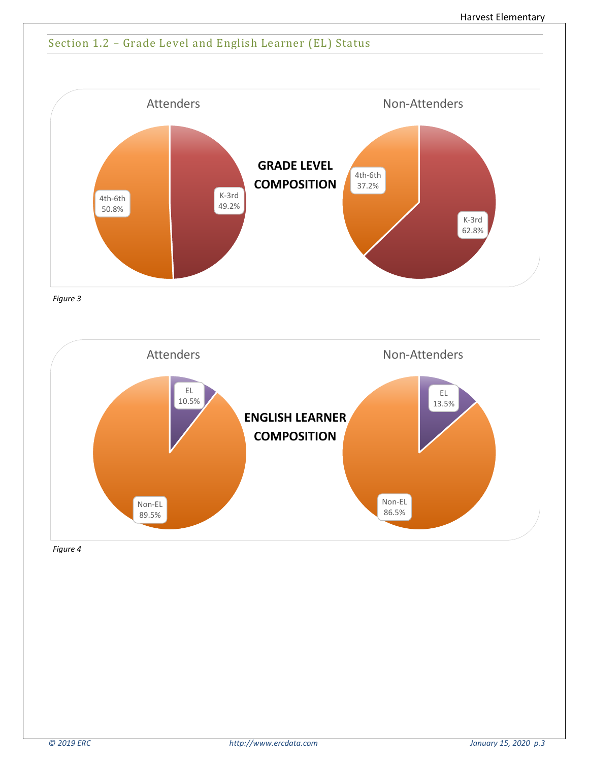## Section 1.2 – Grade Level and English Learner (EL) Status

**GRADE LEVEL COMPOSITION**

Attenders

- 4th-6th 50.8%
- K-3rd 49.2%

Non-Attenders

- 4th-6th 37.2%
- K-3rd 62.8%

*Figure 3*

**ENGLISH LEARNER COMPOSITION**

Attenders

- EL 10.5%
- Non-EL 89.5%

Non-Attenders

- EL 13.5%
- Non-EL 86.5%

*Figure 4*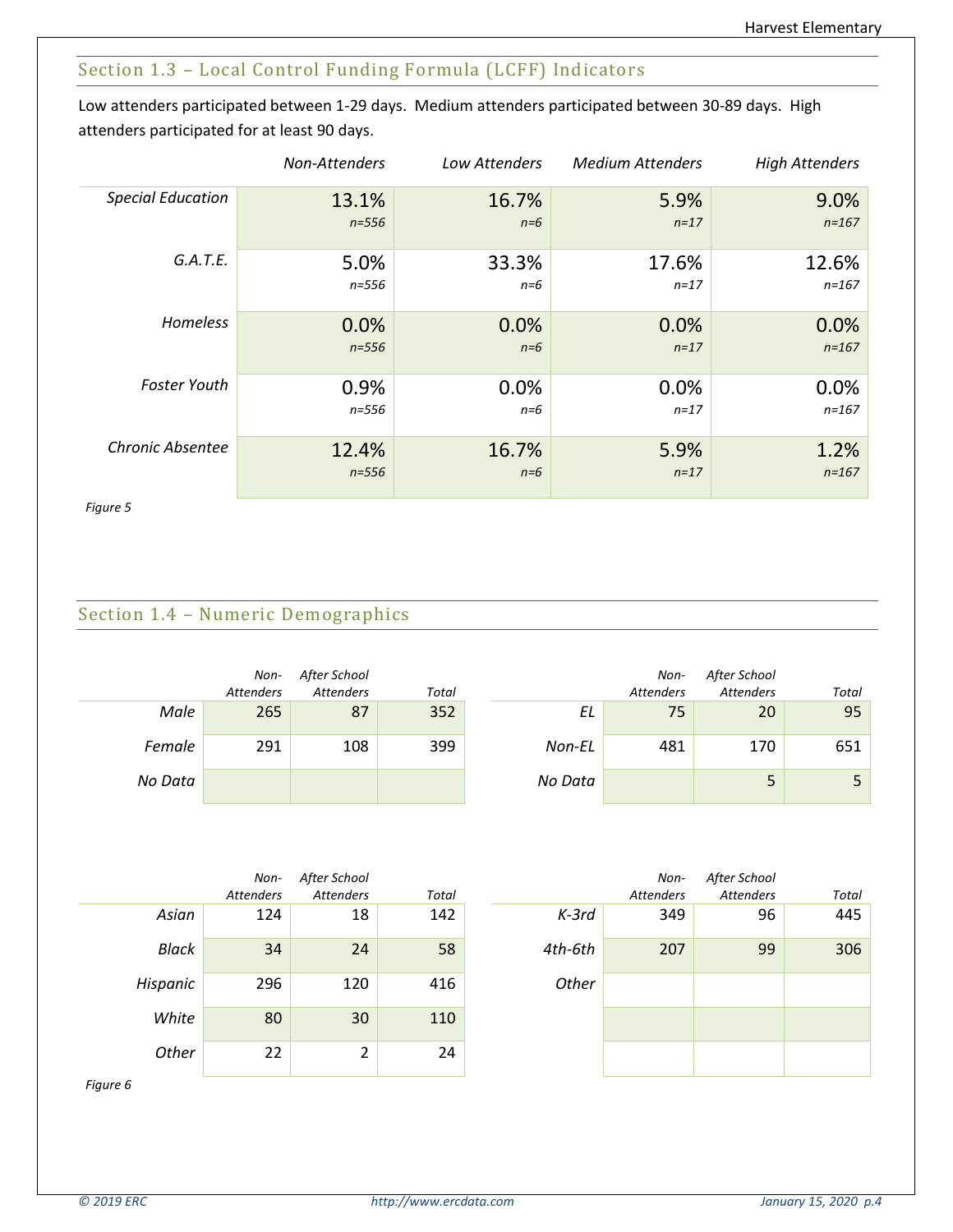## Section 1.3 – Local Control Funding Formula (LCFF) Indicators

Low attenders participated between 1-29 days. Medium attenders participated between 30-89 days. High attenders participated for at least 90 days.

| | *Non-Attenders* | *Low Attenders* | *Medium Attenders* | *High Attenders* |
|---|---|---|---|---|
| *Special Education* | 13.1% *n=556* | 16.7% *n=6* | 5.9% *n=17* | 9.0% *n=167* |
| *G.A.T.E.* | 5.0% *n=556* | 33.3% *n=6* | 17.6% *n=17* | 12.6% *n=167* |
| *Homeless* | 0.0% *n=556* | 0.0% *n=6* | 0.0% *n=17* | 0.0% *n=167* |
| *Foster Youth* | 0.9% *n=556* | 0.0% *n=6* | 0.0% *n=17* | 0.0% *n=167* |
| *Chronic Absentee* | 12.4% *n=556* | 16.7% *n=6* | 5.9% *n=17* | 1.2% *n=167* |

*Figure 5*

## Section 1.4 – Numeric Demographics

| | *Non-Attenders* | *After School Attenders* | *Total* |
|---|---|---|---|
| *Male* | 265 | 87 | 352 |
| *Female* | 291 | 108 | 399 |
| *No Data* | | | |

| | *Non-Attenders* | *After School Attenders* | *Total* |
|---|---|---|---|
| *EL* | 75 | 20 | 95 |
| *Non-EL* | 481 | 170 | 651 |
| *No Data* | | 5 | 5 |

| | *Non-Attenders* | *After School Attenders* | *Total* |
|---|---|---|---|
| *Asian* | 124 | 18 | 142 |
| *Black* | 34 | 24 | 58 |
| *Hispanic* | 296 | 120 | 416 |
| *White* | 80 | 30 | 110 |
| *Other* | 22 | 2 | 24 |

| | *Non-Attenders* | *After School Attenders* | *Total* |
|---|---|---|---|
| *K-3rd* | 349 | 96 | 445 |
| *4th-6th* | 207 | 99 | 306 |
| *Other* | | | |
| | | | |
| | | | |

*Figure 6*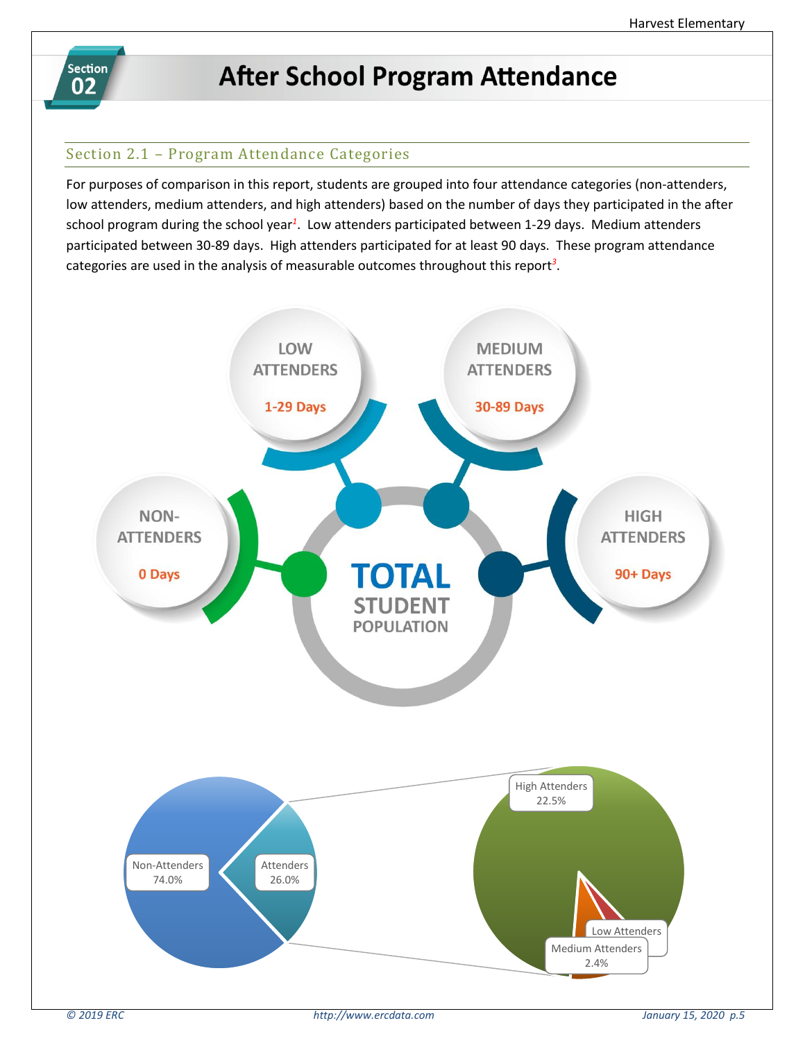## Section 02 After School Program Attendance

### Section 2.1 – Program Attendance Categories

For purposes of comparison in this report, students are grouped into four attendance categories (non-attenders, low attenders, medium attenders, and high attenders) based on the number of days they participated in the after school program during the school year[1]. Low attenders participated between 1-29 days. Medium attenders participated between 30-89 days. High attenders participated for at least 90 days. These program attendance categories are used in the analysis of measurable outcomes throughout this report[3].

TOTAL STUDENT POPULATION

- NON-ATTENDERS: 0 Days
- LOW ATTENDERS: 1-29 Days
- MEDIUM ATTENDERS: 30-89 Days
- HIGH ATTENDERS: 90+ Days

Non-Attenders 74.0%

Attenders 26.0%

High Attenders 22.5%

Low Attenders

Medium Attenders 2.4%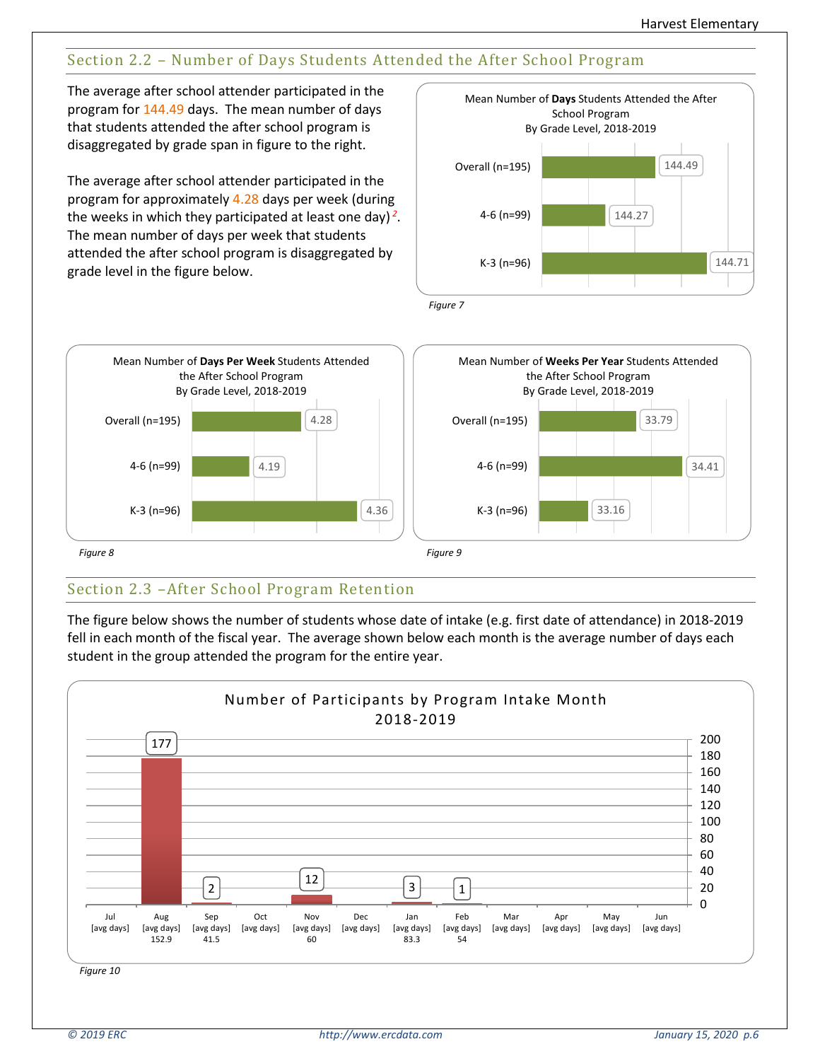## Section 2.2 – Number of Days Students Attended the After School Program

The average after school attender participated in the program for 144.49 days. The mean number of days that students attended the after school program is disaggregated by grade span in figure to the right.

The average after school attender participated in the program for approximately 4.28 days per week (during the weeks in which they participated at least one day)[2]. The mean number of days per week that students attended the after school program is disaggregated by grade level in the figure below.

Mean Number of **Days** Students Attended the After School Program By Grade Level, 2018-2019

| Group | Mean Days |
|---|---|
| Overall (n=195) | 144.49 |
| 4-6 (n=99) | 144.27 |
| K-3 (n=96) | 144.71 |

*Figure 7*

Mean Number of **Days Per Week** Students Attended the After School Program By Grade Level, 2018-2019

| Group | Mean Days Per Week |
|---|---|
| Overall (n=195) | 4.28 |
| 4-6 (n=99) | 4.19 |
| K-3 (n=96) | 4.36 |

*Figure 8*

Mean Number of **Weeks Per Year** Students Attended the After School Program By Grade Level, 2018-2019

| Group | Mean Weeks Per Year |
|---|---|
| Overall (n=195) | 33.79 |
| 4-6 (n=99) | 34.41 |
| K-3 (n=96) | 33.16 |

*Figure 9*

## Section 2.3 –After School Program Retention

The figure below shows the number of students whose date of intake (e.g. first date of attendance) in 2018-2019 fell in each month of the fiscal year. The average shown below each month is the average number of days each student in the group attended the program for the entire year.

Number of Participants by Program Intake Month 2018-2019

| Month | Participants | [avg days] |
|---|---|---|
| Jul | | |
| Aug | 177 | 152.9 |
| Sep | 2 | 41.5 |
| Oct | | |
| Nov | 12 | 60 |
| Dec | | |
| Jan | 3 | 83.3 |
| Feb | 1 | 54 |
| Mar | | |
| Apr | | |
| May | | |
| Jun | | |

*Figure 10*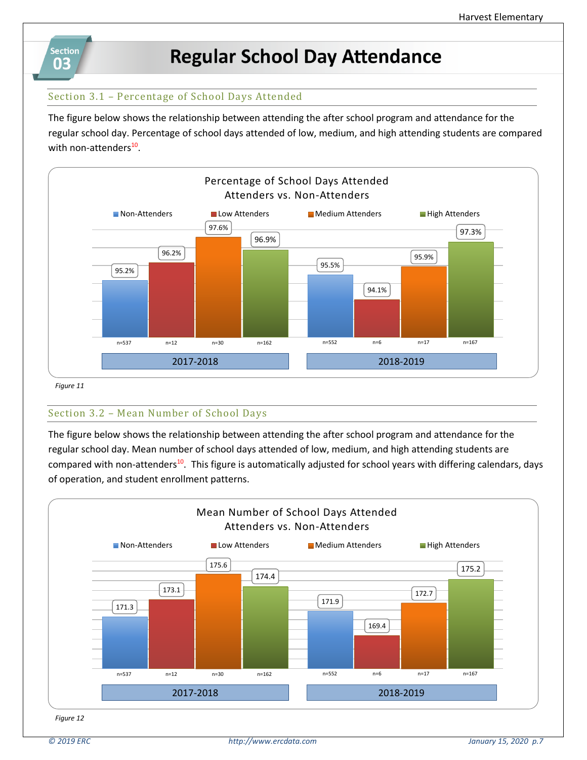# Section 03 Regular School Day Attendance

## Section 3.1 – Percentage of School Days Attended

The figure below shows the relationship between attending the after school program and attendance for the regular school day. Percentage of school days attended of low, medium, and high attending students are compared with non-attenders[10].

**Percentage of School Days Attended**
**Attenders vs. Non-Attenders**

| Year | Non-Attenders | Low Attenders | Medium Attenders | High Attenders |
|---|---|---|---|---|
| 2017-2018 | 95.2% (n=537) | 96.2% (n=12) | 97.6% (n=30) | 96.9% (n=162) |
| 2018-2019 | 95.5% (n=552) | 94.1% (n=6) | 95.9% (n=17) | 97.3% (n=167) |

*Figure 11*

## Section 3.2 – Mean Number of School Days

The figure below shows the relationship between attending the after school program and attendance for the regular school day. Mean number of school days attended of low, medium, and high attending students are compared with non-attenders[10]. This figure is automatically adjusted for school years with differing calendars, days of operation, and student enrollment patterns.

**Mean Number of School Days Attended**
**Attenders vs. Non-Attenders**

| Year | Non-Attenders | Low Attenders | Medium Attenders | High Attenders |
|---|---|---|---|---|
| 2017-2018 | 171.3 (n=537) | 173.1 (n=12) | 175.6 (n=30) | 174.4 (n=162) |
| 2018-2019 | 171.9 (n=552) | 169.4 (n=6) | 172.7 (n=17) | 175.2 (n=167) |

*Figure 12*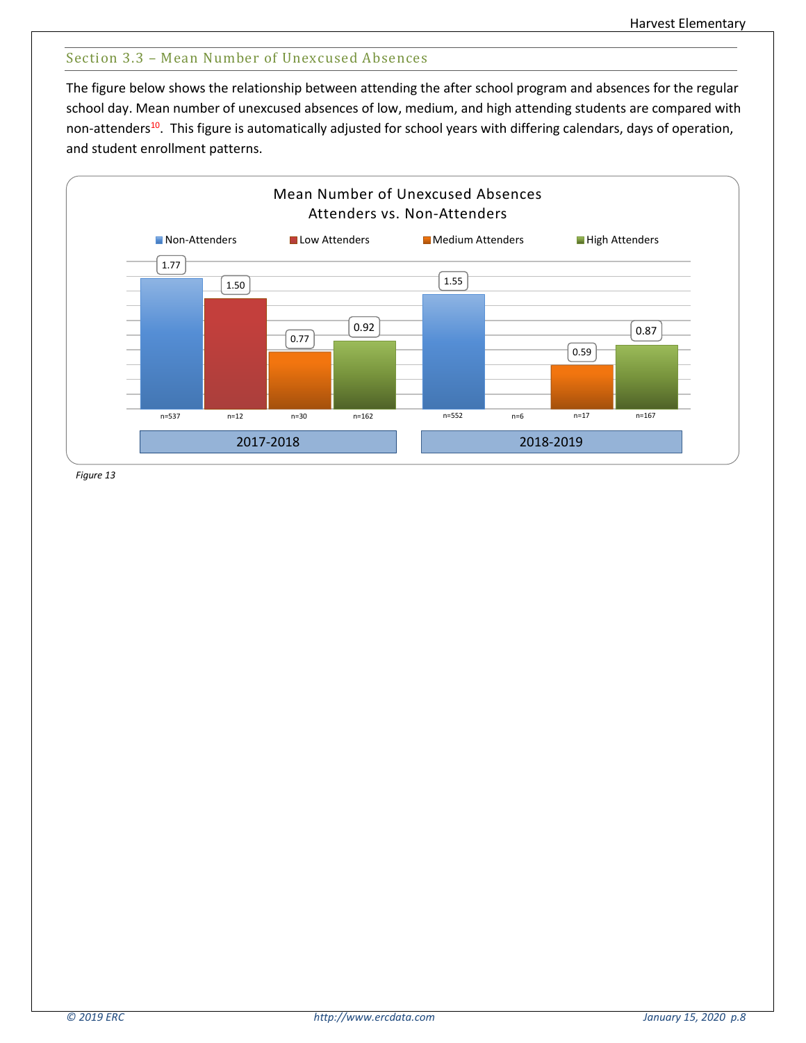## Section 3.3 – Mean Number of Unexcused Absences

The figure below shows the relationship between attending the after school program and absences for the regular school day. Mean number of unexcused absences of low, medium, and high attending students are compared with non-attenders[10]. This figure is automatically adjusted for school years with differing calendars, days of operation, and student enrollment patterns.

**Mean Number of Unexcused Absences**
**Attenders vs. Non-Attenders**

| School Year | Non-Attenders | Low Attenders | Medium Attenders | High Attenders |
|---|---|---|---|---|
| 2017-2018 | 1.77 (n=537) | 1.50 (n=12) | 0.77 (n=30) | 0.92 (n=162) |
| 2018-2019 | 1.55 (n=552) | (n=6) | 0.59 (n=17) | 0.87 (n=167) |

*Figure 13*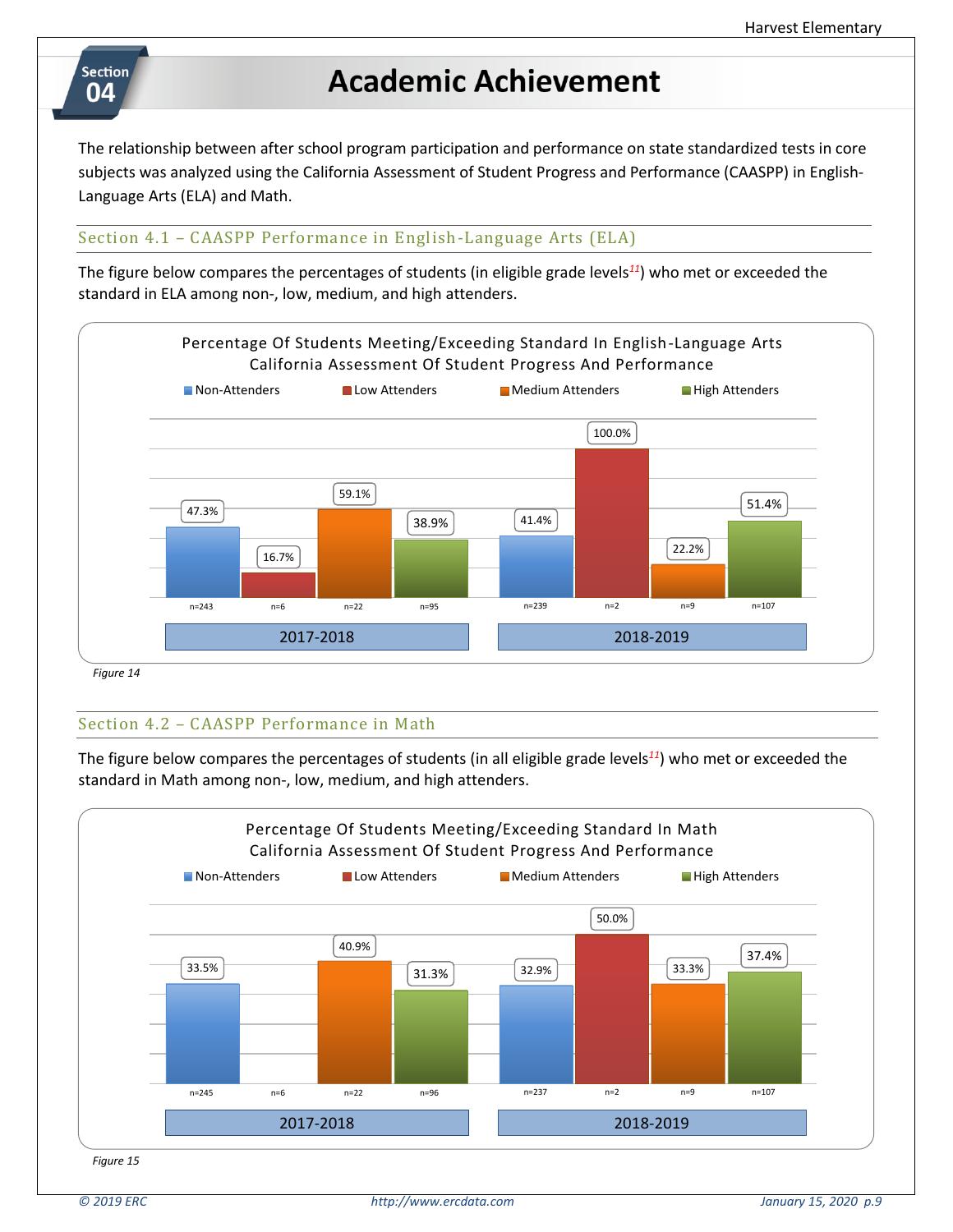# Section 04 Academic Achievement

The relationship between after school program participation and performance on state standardized tests in core subjects was analyzed using the California Assessment of Student Progress and Performance (CAASPP) in English-Language Arts (ELA) and Math.

## Section 4.1 – CAASPP Performance in English-Language Arts (ELA)

The figure below compares the percentages of students (in eligible grade levels[11]) who met or exceeded the standard in ELA among non-, low, medium, and high attenders.

**Percentage Of Students Meeting/Exceeding Standard In English-Language Arts**
**California Assessment Of Student Progress And Performance**

| Year | Non-Attenders | Low Attenders | Medium Attenders | High Attenders |
|---|---|---|---|---|
| 2017-2018 | 47.3% (n=243) | 16.7% (n=6) | 59.1% (n=22) | 38.9% (n=95) |
| 2018-2019 | 41.4% (n=239) | 100.0% (n=2) | 22.2% (n=9) | 51.4% (n=107) |

*Figure 14*

## Section 4.2 – CAASPP Performance in Math

The figure below compares the percentages of students (in all eligible grade levels[11]) who met or exceeded the standard in Math among non-, low, medium, and high attenders.

**Percentage Of Students Meeting/Exceeding Standard In Math**
**California Assessment Of Student Progress And Performance**

| Year | Non-Attenders | Low Attenders | Medium Attenders | High Attenders |
|---|---|---|---|---|
| 2017-2018 | 33.5% (n=245) | (n=6) | 40.9% (n=22) | 31.3% (n=96) |
| 2018-2019 | 32.9% (n=237) | 50.0% (n=2) | 33.3% (n=9) | 37.4% (n=107) |

*Figure 15*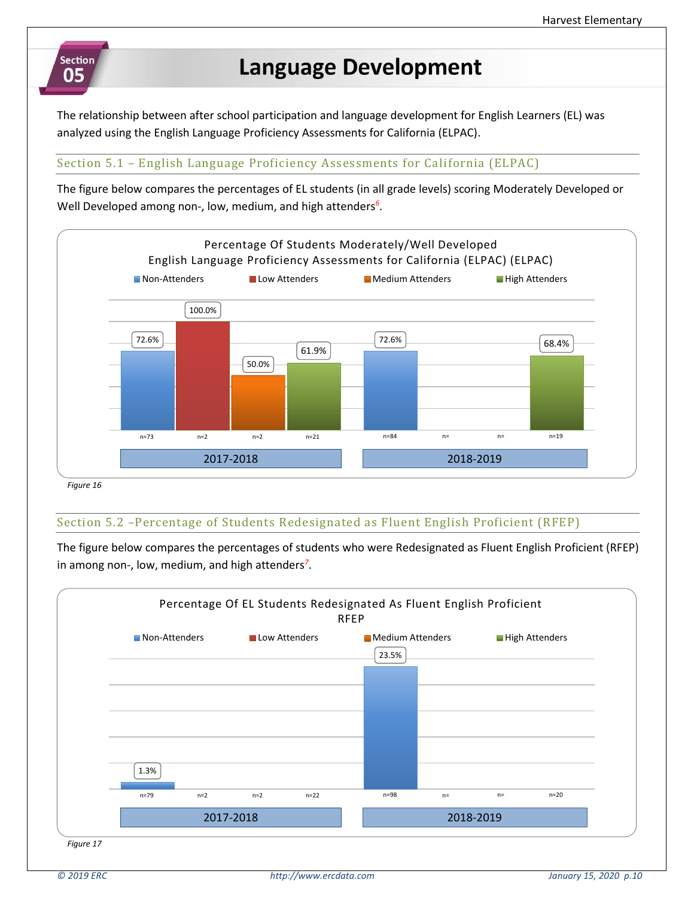# Section 05 Language Development

The relationship between after school participation and language development for English Learners (EL) was analyzed using the English Language Proficiency Assessments for California (ELPAC).

## Section 5.1 – English Language Proficiency Assessments for California (ELPAC)

The figure below compares the percentages of EL students (in all grade levels) scoring Moderately Developed or Well Developed among non-, low, medium, and high attenders[6].

**Percentage Of Students Moderately/Well Developed English Language Proficiency Assessments for California (ELPAC) (ELPAC)**

| Year | Non-Attenders | Low Attenders | Medium Attenders | High Attenders |
|---|---|---|---|---|
| 2017-2018 | 72.6% (n=73) | 100.0% (n=2) | 50.0% (n=2) | 61.9% (n=21) |
| 2018-2019 | 72.6% (n=84) | (n=) | (n=) | 68.4% (n=19) |

*Figure 16*

## Section 5.2 –Percentage of Students Redesignated as Fluent English Proficient (RFEP)

The figure below compares the percentages of students who were Redesignated as Fluent English Proficient (RFEP) in among non-, low, medium, and high attenders[7].

**Percentage Of EL Students Redesignated As Fluent English Proficient RFEP**

| Year | Non-Attenders | Low Attenders | Medium Attenders | High Attenders |
|---|---|---|---|---|
| 2017-2018 | 1.3% (n=79) | (n=2) | (n=2) | (n=22) |
| 2018-2019 | 23.5% (n=98) | (n=) | (n=) | (n=20) |

*Figure 17*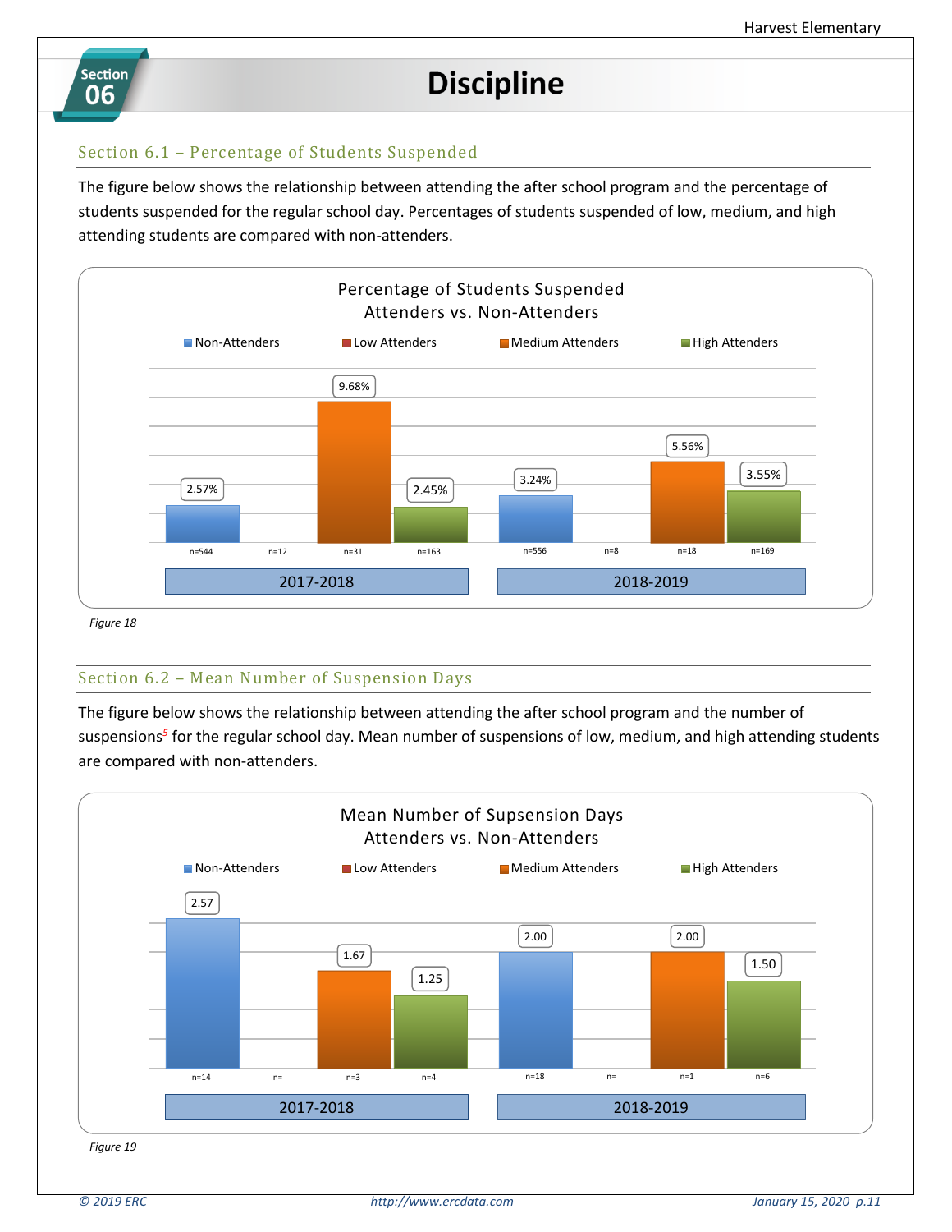# Section 06 Discipline

## Section 6.1 – Percentage of Students Suspended

The figure below shows the relationship between attending the after school program and the percentage of students suspended for the regular school day. Percentages of students suspended of low, medium, and high attending students are compared with non-attenders.

**Percentage of Students Suspended**
**Attenders vs. Non-Attenders**

| Year | Non-Attenders | Low Attenders | Medium Attenders | High Attenders |
|---|---|---|---|---|
| 2017-2018 | 2.57% (n=544) | (n=12) | 9.68% (n=31) | 2.45% (n=163) |
| 2018-2019 | 3.24% (n=556) | (n=8) | 5.56% (n=18) | 3.55% (n=169) |

*Figure 18*

## Section 6.2 – Mean Number of Suspension Days

The figure below shows the relationship between attending the after school program and the number of suspensions[5] for the regular school day. Mean number of suspensions of low, medium, and high attending students are compared with non-attenders.

**Mean Number of Supsension Days**
**Attenders vs. Non-Attenders**

| Year | Non-Attenders | Low Attenders | Medium Attenders | High Attenders |
|---|---|---|---|---|
| 2017-2018 | 2.57 (n=14) | (n=) | 1.67 (n=3) | 1.25 (n=4) |
| 2018-2019 | 2.00 (n=18) | (n=) | 2.00 (n=1) | 1.50 (n=6) |

*Figure 19*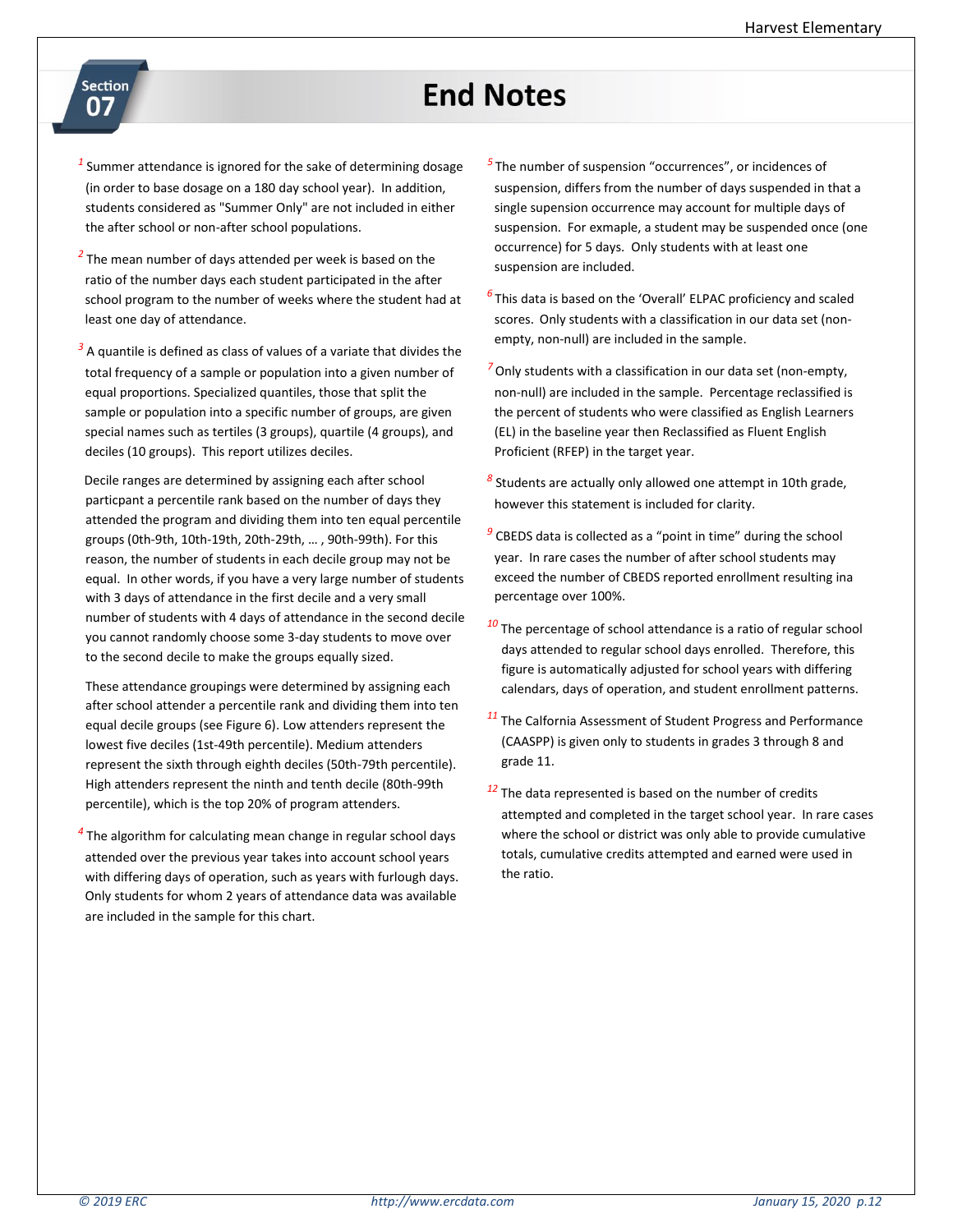# Section 07 End Notes

[1] Summer attendance is ignored for the sake of determining dosage (in order to base dosage on a 180 day school year). In addition, students considered as "Summer Only" are not included in either the after school or non-after school populations.

[2] The mean number of days attended per week is based on the ratio of the number days each student participated in the after school program to the number of weeks where the student had at least one day of attendance.

[3] A quantile is defined as class of values of a variate that divides the total frequency of a sample or population into a given number of equal proportions. Specialized quantiles, those that split the sample or population into a specific number of groups, are given special names such as tertiles (3 groups), quartile (4 groups), and deciles (10 groups). This report utilizes deciles.

Decile ranges are determined by assigning each after school particpant a percentile rank based on the number of days they attended the program and dividing them into ten equal percentile groups (0th-9th, 10th-19th, 20th-29th, … , 90th-99th). For this reason, the number of students in each decile group may not be equal. In other words, if you have a very large number of students with 3 days of attendance in the first decile and a very small number of students with 4 days of attendance in the second decile you cannot randomly choose some 3-day students to move over to the second decile to make the groups equally sized.

These attendance groupings were determined by assigning each after school attender a percentile rank and dividing them into ten equal decile groups (see Figure 6). Low attenders represent the lowest five deciles (1st-49th percentile). Medium attenders represent the sixth through eighth deciles (50th-79th percentile). High attenders represent the ninth and tenth decile (80th-99th percentile), which is the top 20% of program attenders.

[4] The algorithm for calculating mean change in regular school days attended over the previous year takes into account school years with differing days of operation, such as years with furlough days. Only students for whom 2 years of attendance data was available are included in the sample for this chart.

[5] The number of suspension "occurrences", or incidences of suspension, differs from the number of days suspended in that a single supension occurrence may account for multiple days of suspension. For exmaple, a student may be suspended once (one occurrence) for 5 days. Only students with at least one suspension are included.

[6] This data is based on the 'Overall' ELPAC proficiency and scaled scores. Only students with a classification in our data set (non-empty, non-null) are included in the sample.

[7] Only students with a classification in our data set (non-empty, non-null) are included in the sample. Percentage reclassified is the percent of students who were classified as English Learners (EL) in the baseline year then Reclassified as Fluent English Proficient (RFEP) in the target year.

[8] Students are actually only allowed one attempt in 10th grade, however this statement is included for clarity.

[9] CBEDS data is collected as a "point in time" during the school year. In rare cases the number of after school students may exceed the number of CBEDS reported enrollment resulting ina percentage over 100%.

[10] The percentage of school attendance is a ratio of regular school days attended to regular school days enrolled. Therefore, this figure is automatically adjusted for school years with differing calendars, days of operation, and student enrollment patterns.

[11] The Calfornia Assessment of Student Progress and Performance (CAASPP) is given only to students in grades 3 through 8 and grade 11.

[12] The data represented is based on the number of credits attempted and completed in the target school year. In rare cases where the school or district was only able to provide cumulative totals, cumulative credits attempted and earned were used in the ratio.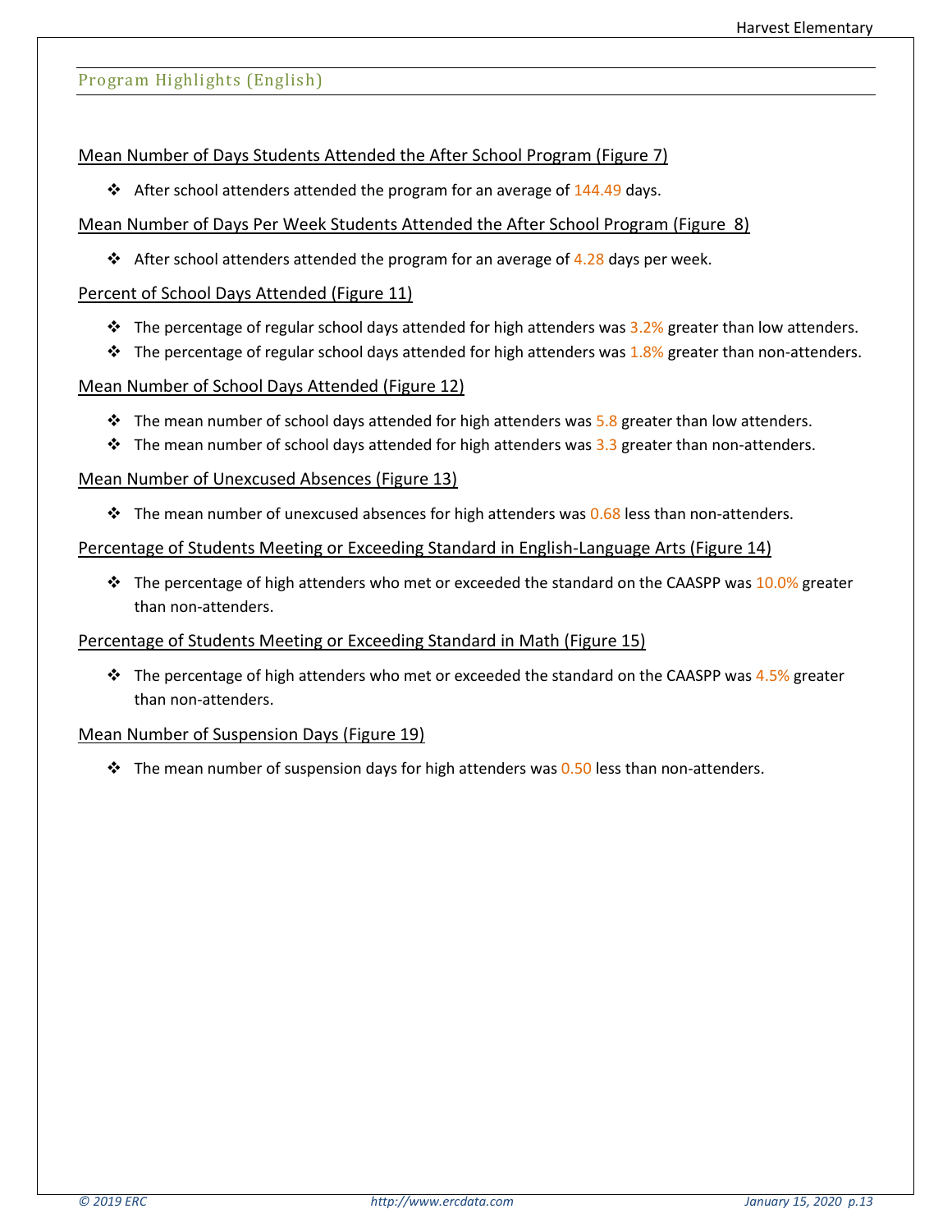## Program Highlights (English)

### Mean Number of Days Students Attended the After School Program (Figure 7)

- After school attenders attended the program for an average of 144.49 days.

### Mean Number of Days Per Week Students Attended the After School Program (Figure 8)

- After school attenders attended the program for an average of 4.28 days per week.

### Percent of School Days Attended (Figure 11)

- The percentage of regular school days attended for high attenders was 3.2% greater than low attenders.
- The percentage of regular school days attended for high attenders was 1.8% greater than non-attenders.

### Mean Number of School Days Attended (Figure 12)

- The mean number of school days attended for high attenders was 5.8 greater than low attenders.
- The mean number of school days attended for high attenders was 3.3 greater than non-attenders.

### Mean Number of Unexcused Absences (Figure 13)

- The mean number of unexcused absences for high attenders was 0.68 less than non-attenders.

### Percentage of Students Meeting or Exceeding Standard in English-Language Arts (Figure 14)

- The percentage of high attenders who met or exceeded the standard on the CAASPP was 10.0% greater than non-attenders.

### Percentage of Students Meeting or Exceeding Standard in Math (Figure 15)

- The percentage of high attenders who met or exceeded the standard on the CAASPP was 4.5% greater than non-attenders.

### Mean Number of Suspension Days (Figure 19)

- The mean number of suspension days for high attenders was 0.50 less than non-attenders.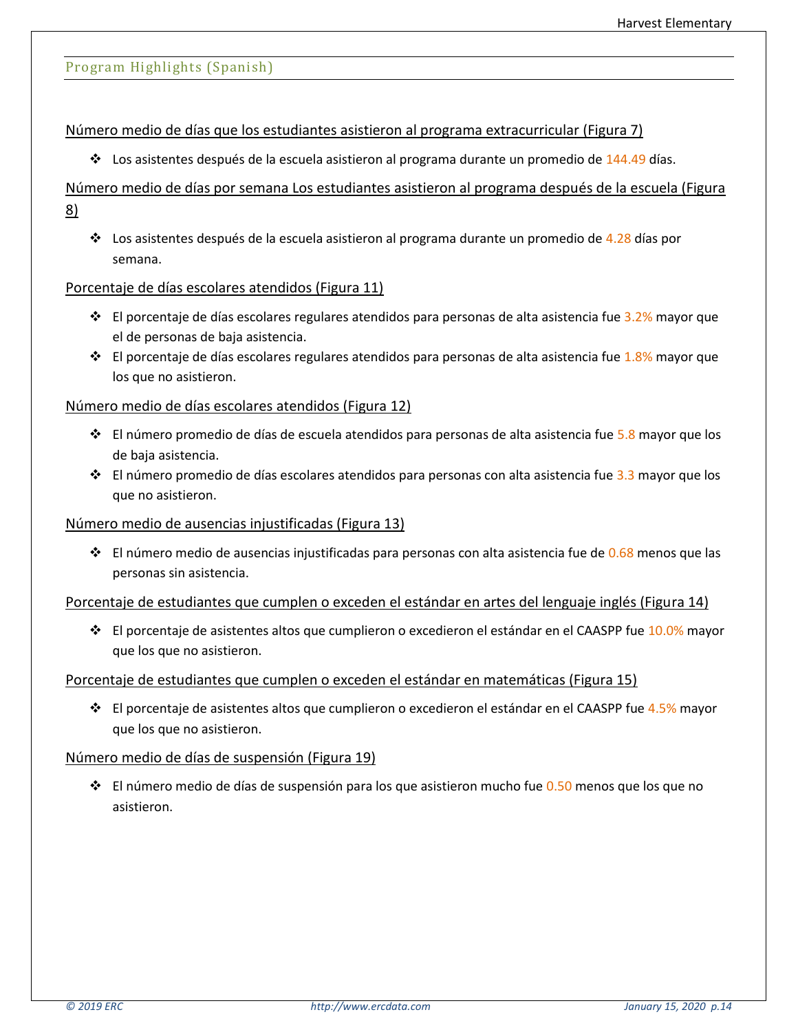## Program Highlights (Spanish)

Número medio de días que los estudiantes asistieron al programa extracurricular (Figura 7)

- Los asistentes después de la escuela asistieron al programa durante un promedio de 144.49 días.

Número medio de días por semana Los estudiantes asistieron al programa después de la escuela (Figura 8)

- Los asistentes después de la escuela asistieron al programa durante un promedio de 4.28 días por semana.

Porcentaje de días escolares atendidos (Figura 11)

- El porcentaje de días escolares regulares atendidos para personas de alta asistencia fue 3.2% mayor que el de personas de baja asistencia.
- El porcentaje de días escolares regulares atendidos para personas de alta asistencia fue 1.8% mayor que los que no asistieron.

Número medio de días escolares atendidos (Figura 12)

- El número promedio de días de escuela atendidos para personas de alta asistencia fue 5.8 mayor que los de baja asistencia.
- El número promedio de días escolares atendidos para personas con alta asistencia fue 3.3 mayor que los que no asistieron.

Número medio de ausencias injustificadas (Figura 13)

- El número medio de ausencias injustificadas para personas con alta asistencia fue de 0.68 menos que las personas sin asistencia.

Porcentaje de estudiantes que cumplen o exceden el estándar en artes del lenguaje inglés (Figura 14)

- El porcentaje de asistentes altos que cumplieron o excedieron el estándar en el CAASPP fue 10.0% mayor que los que no asistieron.

Porcentaje de estudiantes que cumplen o exceden el estándar en matemáticas (Figura 15)

- El porcentaje de asistentes altos que cumplieron o excedieron el estándar en el CAASPP fue 4.5% mayor que los que no asistieron.

Número medio de días de suspensión (Figura 19)

- El número medio de días de suspensión para los que asistieron mucho fue 0.50 menos que los que no asistieron.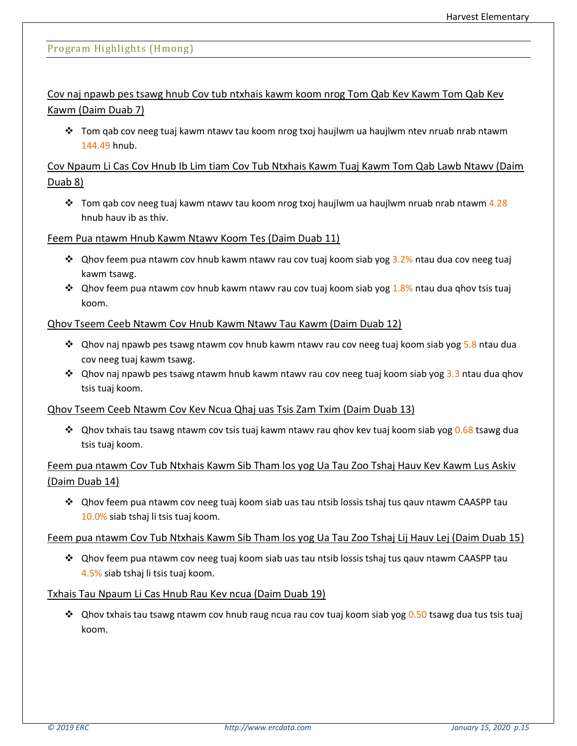## Program Highlights (Hmong)

Cov naj npawb pes tsawg hnub Cov tub ntxhais kawm koom nrog Tom Qab Kev Kawm Tom Qab Kev Kawm (Daim Duab 7)

- Tom qab cov neeg tuaj kawm ntawv tau koom nrog txoj haujlwm ua haujlwm ntev nruab nrab ntawm 144.49 hnub.

Cov Npaum Li Cas Cov Hnub Ib Lim tiam Cov Tub Ntxhais Kawm Tuaj Kawm Tom Qab Lawb Ntawv (Daim Duab 8)

- Tom qab cov neeg tuaj kawm ntawv tau koom nrog txoj haujlwm ua haujlwm nruab nrab ntawm 4.28 hnub hauv ib as thiv.

Feem Pua ntawm Hnub Kawm Ntawv Koom Tes (Daim Duab 11)

- Qhov feem pua ntawm cov hnub kawm ntawv rau cov tuaj koom siab yog 3.2% ntau dua cov neeg tuaj kawm tsawg.
- Qhov feem pua ntawm cov hnub kawm ntawv rau cov tuaj koom siab yog 1.8% ntau dua qhov tsis tuaj koom.

Qhov Tseem Ceeb Ntawm Cov Hnub Kawm Ntawv Tau Kawm (Daim Duab 12)

- Qhov naj npawb pes tsawg ntawm cov hnub kawm ntawv rau cov neeg tuaj koom siab yog 5.8 ntau dua cov neeg tuaj kawm tsawg.
- Qhov naj npawb pes tsawg ntawm hnub kawm ntawv rau cov neeg tuaj koom siab yog 3.3 ntau dua qhov tsis tuaj koom.

Qhov Tseem Ceeb Ntawm Cov Kev Ncua Qhaj uas Tsis Zam Txim (Daim Duab 13)

- Qhov txhais tau tsawg ntawm cov tsis tuaj kawm ntawv rau qhov kev tuaj koom siab yog 0.68 tsawg dua tsis tuaj koom.

Feem pua ntawm Cov Tub Ntxhais Kawm Sib Tham los yog Ua Tau Zoo Tshaj Hauv Kev Kawm Lus Askiv (Daim Duab 14)

- Qhov feem pua ntawm cov neeg tuaj koom siab uas tau ntsib lossis tshaj tus qauv ntawm CAASPP tau 10.0% siab tshaj li tsis tuaj koom.

Feem pua ntawm Cov Tub Ntxhais Kawm Sib Tham los yog Ua Tau Zoo Tshaj Lij Hauv Lej (Daim Duab 15)

- Qhov feem pua ntawm cov neeg tuaj koom siab uas tau ntsib lossis tshaj tus qauv ntawm CAASPP tau 4.5% siab tshaj li tsis tuaj koom.

Txhais Tau Npaum Li Cas Hnub Rau Kev ncua (Daim Duab 19)

- Qhov txhais tau tsawg ntawm cov hnub raug ncua rau cov tuaj koom siab yog 0.50 tsawg dua tus tsis tuaj koom.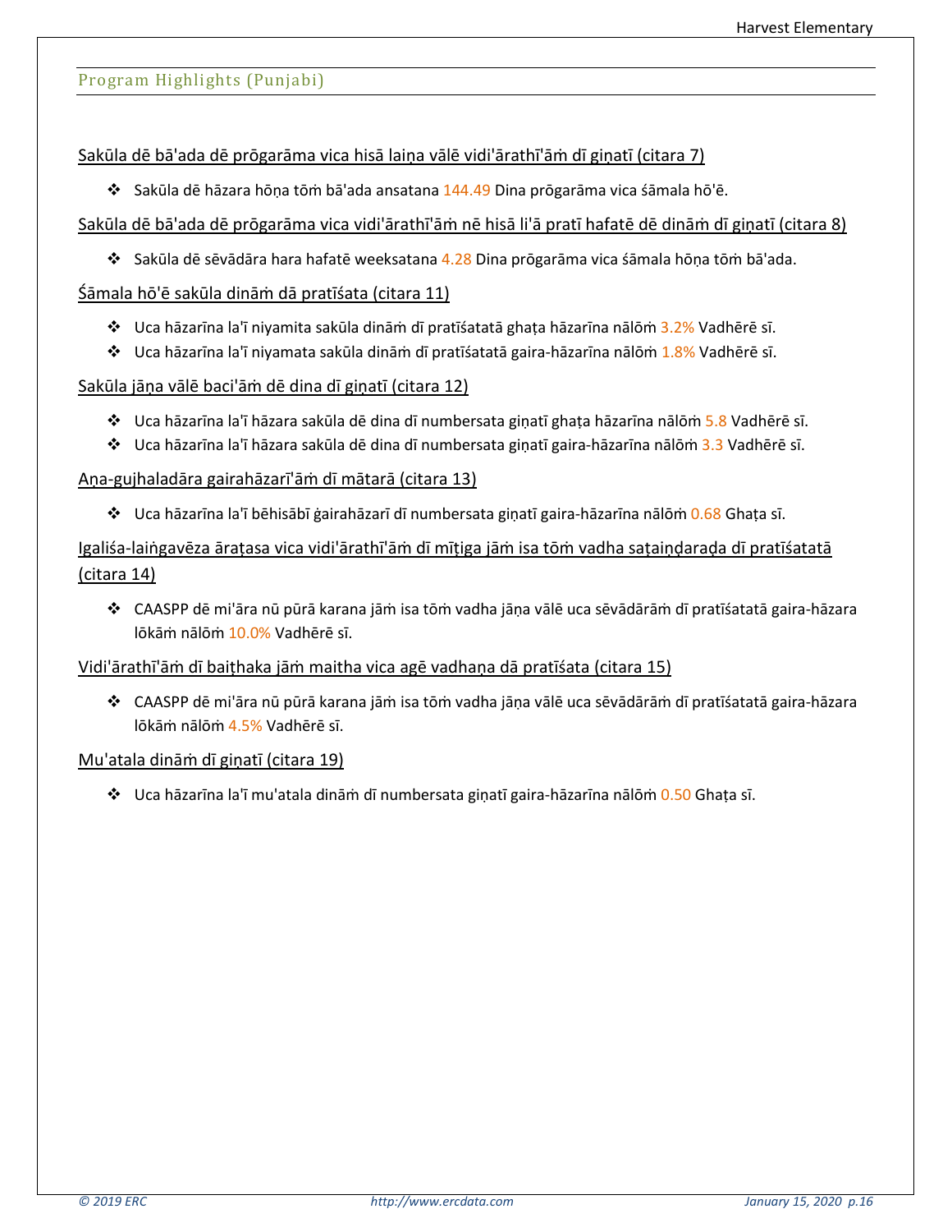## Program Highlights (Punjabi)

### Sakūla dē bā'ada dē prōgarāma vica hisā laiṇa vālē vidi'ārathī'āṁ dī giṇatī (citara 7)

- Sakūla dē hāzara hōṇa tōṁ bā'ada ansatana 144.49 Dina prōgarāma vica śāmala hō'ē.

### Sakūla dē bā'ada dē prōgarāma vica vidi'ārathī'āṁ nē hisā li'ā pratī hafatē dē dināṁ dī giṇatī (citara 8)

- Sakūla dē sēvādāra hara hafatē weeksatana 4.28 Dina prōgarāma vica śāmala hōṇa tōṁ bā'ada.

### Śāmala hō'ē sakūla dināṁ dā pratīśata (citara 11)

- Uca hāzarīna la'ī niyamita sakūla dinaṁ dī pratīśatatā ghaṭa hāzarīna nālōṁ 3.2% Vadhērē sī.
- Uca hāzarīna la'ī niyamata sakūla dināṁ dī pratīśatatā gaira-hāzarīna nālōṁ 1.8% Vadhērē sī.

### Sakūla jāṇa vālē baci'āṁ dē dina dī giṇatī (citara 12)

- Uca hāzarīna la'ī hāzara sakūla dē dina dī numbersata giṇatī ghaṭa hāzarīna nālōṁ 5.8 Vadhērē sī.
- Uca hāzarīna la'ī hāzara sakūla dē dina dī numbersata giṇatī gaira-hāzarīna nālōṁ 3.3 Vadhērē sī.

### Aṇa-gujhaladāra gairahāzarī'āṁ dī mātarā (citara 13)

- Uca hāzarīna la'ī bēhisābī ġairahāzarī dī numbersata giṇatī gaira-hāzarīna nālōṁ 0.68 Ghaṭa sī.

### Igaliśa-laiṅgavēza āraṭasa vica vidi'ārathī'āṁ dī mīṭiga jāṁ isa tōṁ vadha saṭaiṇḍaraḍa dī pratīśatatā (citara 14)

- CAASPP dē mi'āra nū pūrā karana jāṁ isa tōṁ vadha jāṇa vālē uca sēvādārāṁ dī pratīśatatā gaira-hāzara lōkāṁ nālōṁ 10.0% Vadhērē sī.

### Vidi'ārathī'āṁ dī baiṭhaka jāṁ maitha vica agē vadhaṇa dā pratīśata (citara 15)

- CAASPP dē mi'āra nū pūrā karana jāṁ isa tōṁ vadha jāṇa vālē uca sēvādārāṁ dī pratīśatatā gaira-hāzara lōkāṁ nālōṁ 4.5% Vadhērē sī.

### Mu'atala dināṁ dī giṇatī (citara 19)

- Uca hāzarīna la'ī mu'atala dināṁ dī numbersata giṇatī gaira-hāzarīna nālōṁ 0.50 Ghaṭa sī.